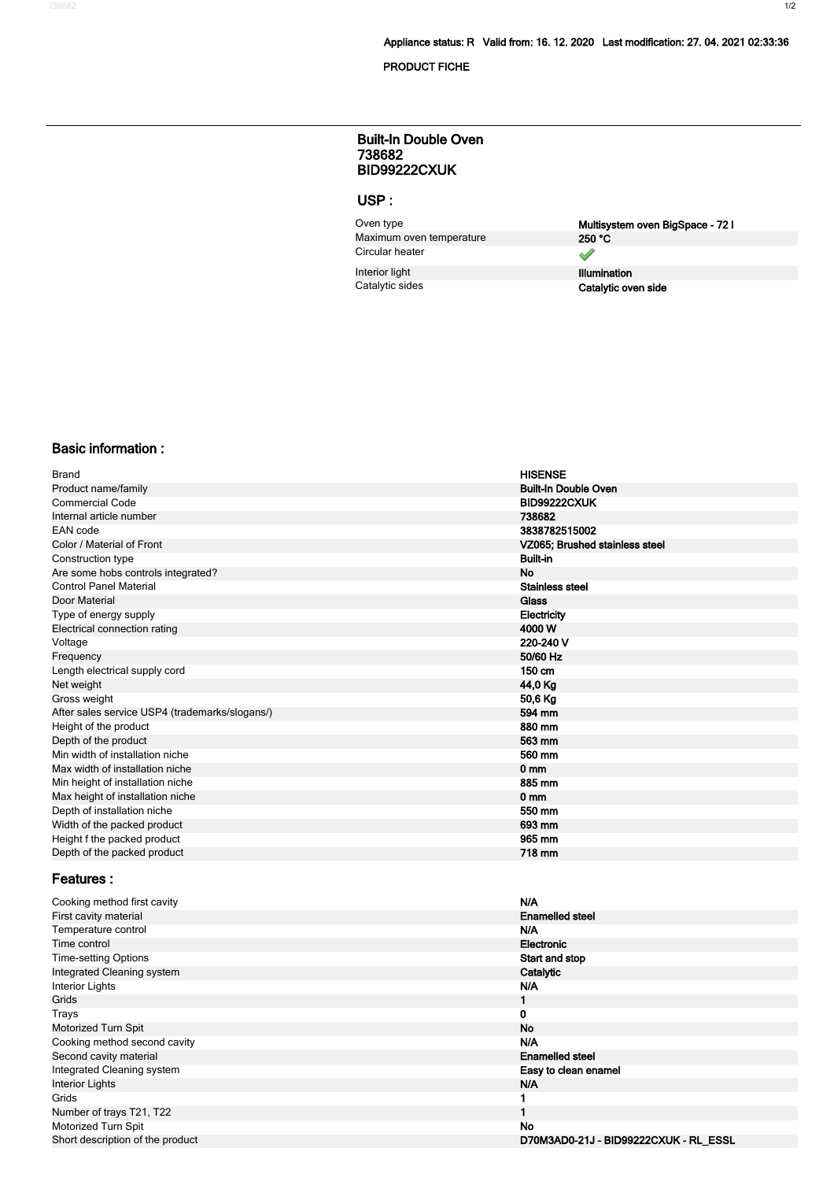Appliance status: R Valid from: 16. 12. 2020 Last modification: 27. 04. 2021 02:33:36

PRODUCT FICHE

## Built-In Double Oven
## 738682
## BID99222CXUK

## USP :

| | |
|---|---|
| Oven type | **Multisystem oven BigSpace - 72 l** |
| Maximum oven temperature | **250 °C** |
| Circular heater | ✔ |
| Interior light | **Illumination** |
| Catalytic sides | **Catalytic oven side** |

## Basic information :

| | |
|---|---|
| Brand | **HISENSE** |
| Product name/family | **Built-In Double Oven** |
| Commercial Code | **BID99222CXUK** |
| Internal article number | **738682** |
| EAN code | **3838782515002** |
| Color / Material of Front | **VZ065; Brushed stainless steel** |
| Construction type | **Built-in** |
| Are some hobs controls integrated? | **No** |
| Control Panel Material | **Stainless steel** |
| Door Material | **Glass** |
| Type of energy supply | **Electricity** |
| Electrical connection rating | **4000 W** |
| Voltage | **220-240 V** |
| Frequency | **50/60 Hz** |
| Length electrical supply cord | **150 cm** |
| Net weight | **44,0 Kg** |
| Gross weight | **50,6 Kg** |
| After sales service USP4 (trademarks/slogans/) | **594 mm** |
| Height of the product | **880 mm** |
| Depth of the product | **563 mm** |
| Min width of installation niche | **560 mm** |
| Max width of installation niche | **0 mm** |
| Min height of installation niche | **885 mm** |
| Max height of installation niche | **0 mm** |
| Depth of installation niche | **550 mm** |
| Width of the packed product | **693 mm** |
| Height f the packed product | **965 mm** |
| Depth of the packed product | **718 mm** |

## Features :

| | |
|---|---|
| Cooking method first cavity | **N/A** |
| First cavity material | **Enamelled steel** |
| Temperature control | **N/A** |
| Time control | **Electronic** |
| Time-setting Options | **Start and stop** |
| Integrated Cleaning system | **Catalytic** |
| Interior Lights | **N/A** |
| Grids | **1** |
| Trays | **0** |
| Motorized Turn Spit | **No** |
| Cooking method second cavity | **N/A** |
| Second cavity material | **Enamelled steel** |
| Integrated Cleaning system | **Easy to clean enamel** |
| Interior Lights | **N/A** |
| Grids | **1** |
| Number of trays T21, T22 | **1** |
| Motorized Turn Spit | **No** |
| Short description of the product | **D70M3AD0-21J - BID99222CXUK - RL_ESSL** |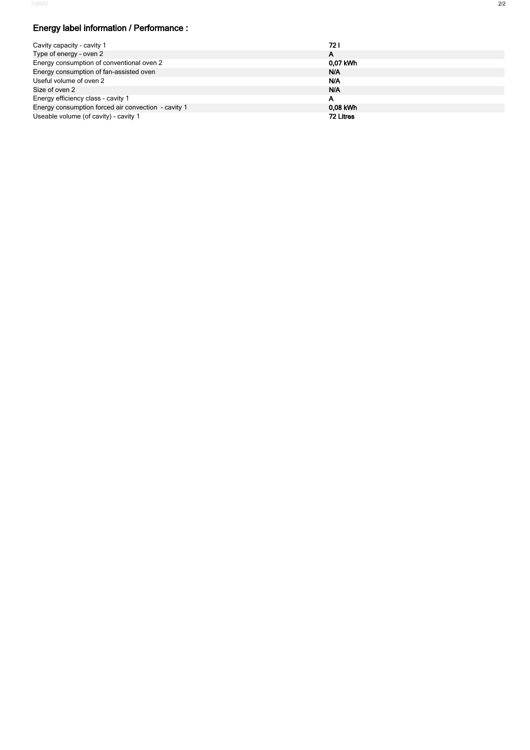## Energy label information / Performance :

| | |
|---|---|
| Cavity capacity - cavity 1 | **72 l** |
| Type of energy - oven 2 | **A** |
| Energy consumption of conventional oven 2 | **0,07 kWh** |
| Energy consumption of fan-assisted oven | **N/A** |
| Useful volume of oven 2 | **N/A** |
| Size of oven 2 | **N/A** |
| Energy efficiency class - cavity 1 | **A** |
| Energy consumption forced air convection - cavity 1 | **0,08 kWh** |
| Useable volume (of cavity) - cavity 1 | **72 Litres** |